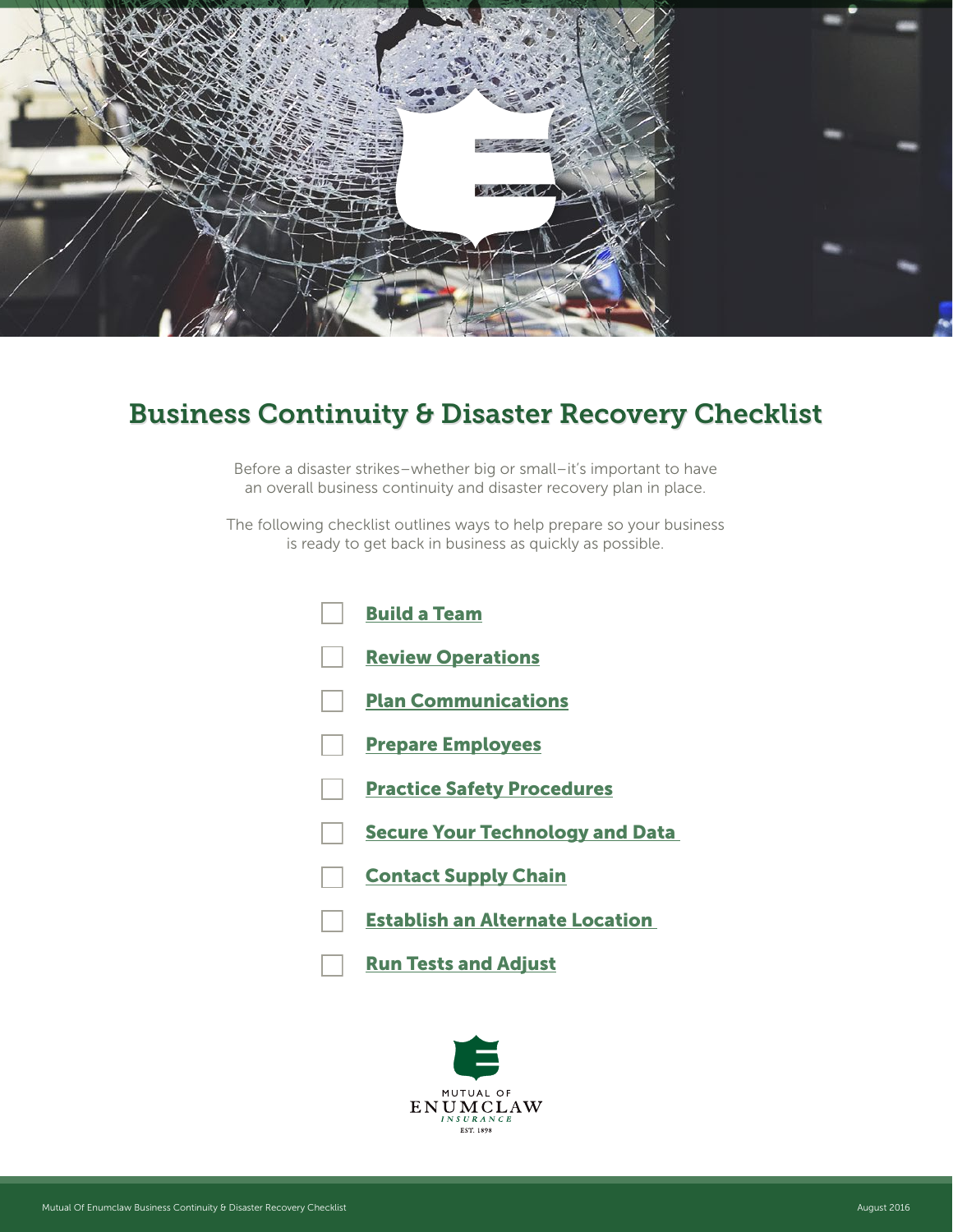# Business Continuity & Disaster Recovery Checklist

Before a disaster strikes–whether big or small–it's important to have an overall business continuity and disaster recovery plan in place.

The following checklist outlines ways to help prepare so your business is ready to get back in business as quickly as possible.

- [ ] **Build a Team**
- [ ] **Review Operations**
- [ ] **Plan Communications**
- [ ] **Prepare Employees**
- [ ] **Practice Safety Procedures**
- [ ] **Secure Your Technology and Data**
- [ ] **Contact Supply Chain**
- [ ] **Establish an Alternate Location**
- [ ] **Run Tests and Adjust**

MUTUAL OF
ENUMCLAW
*INSURANCE*
EST. 1898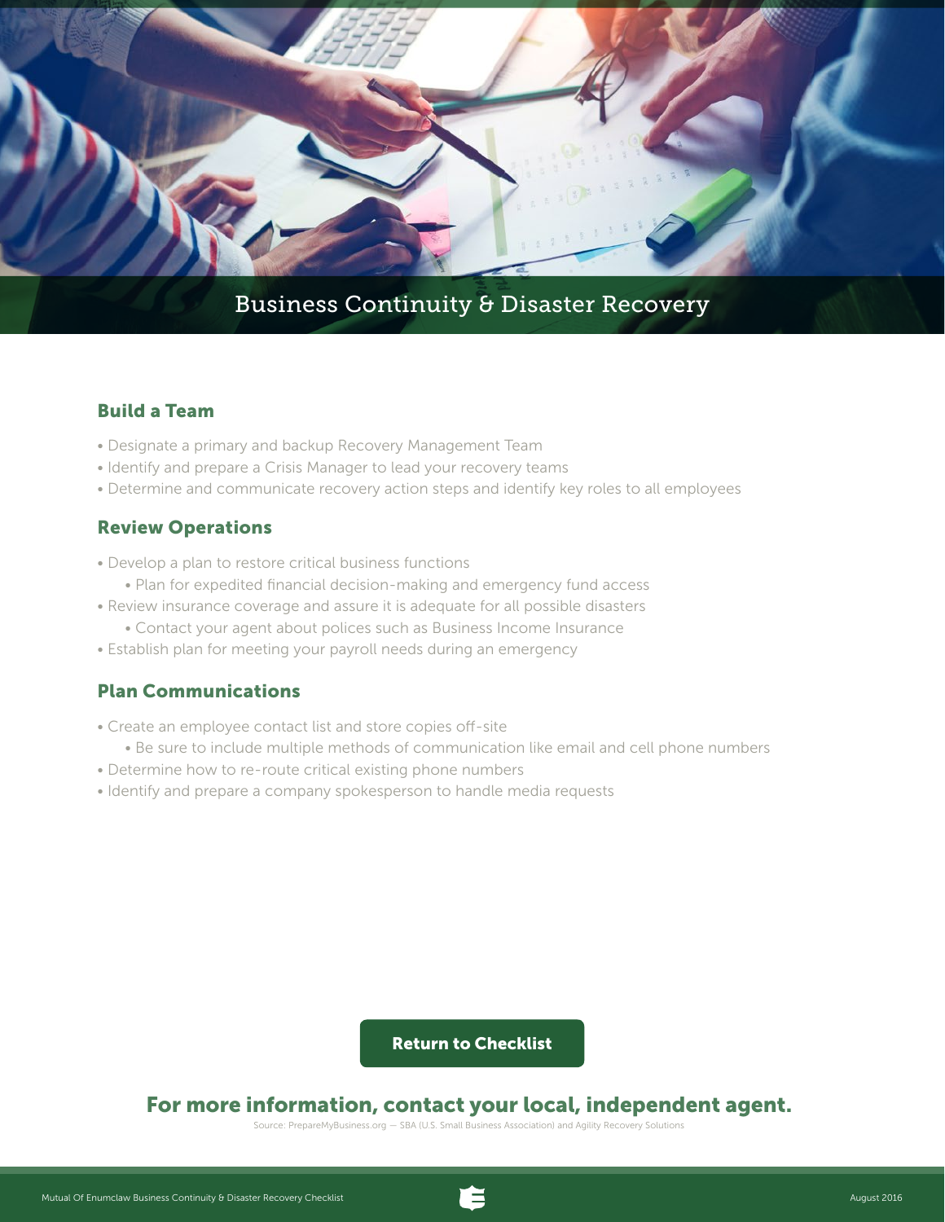# Business Continuity & Disaster Recovery

## Build a Team

- Designate a primary and backup Recovery Management Team
- Identify and prepare a Crisis Manager to lead your recovery teams
- Determine and communicate recovery action steps and identify key roles to all employees

## Review Operations

- Develop a plan to restore critical business functions
  - Plan for expedited financial decision-making and emergency fund access
- Review insurance coverage and assure it is adequate for all possible disasters
  - Contact your agent about polices such as Business Income Insurance
- Establish plan for meeting your payroll needs during an emergency

## Plan Communications

- Create an employee contact list and store copies off-site
  - Be sure to include multiple methods of communication like email and cell phone numbers
- Determine how to re-route critical existing phone numbers
- Identify and prepare a company spokesperson to handle media requests

**Return to Checklist**

## For more information, contact your local, independent agent.

Source: PrepareMyBusiness.org — SBA (U.S. Small Business Association) and Agility Recovery Solutions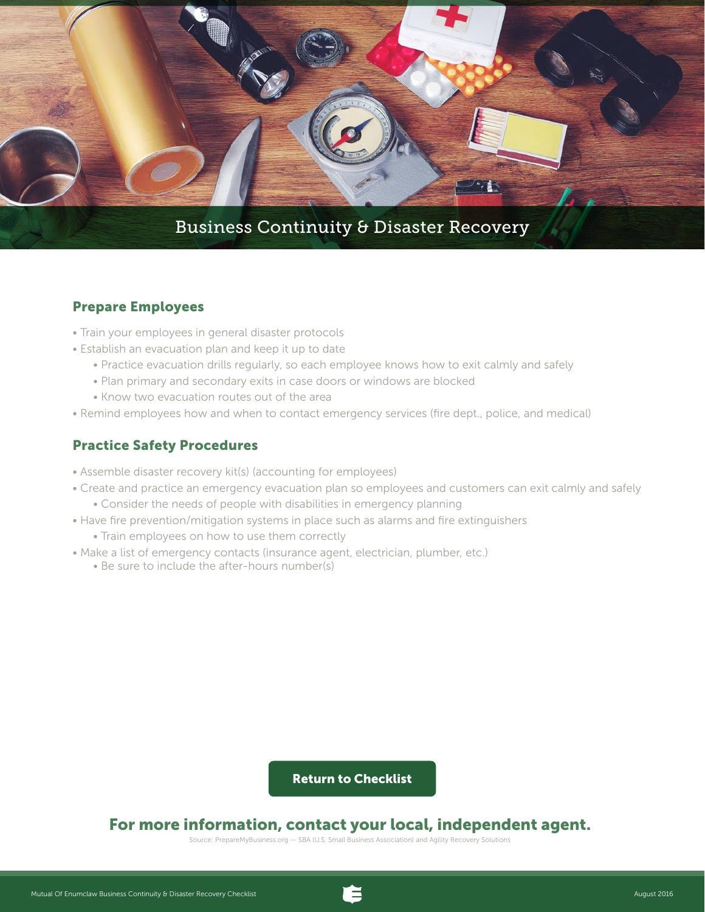# Business Continuity & Disaster Recovery

## Prepare Employees

- Train your employees in general disaster protocols
- Establish an evacuation plan and keep it up to date
  - Practice evacuation drills regularly, so each employee knows how to exit calmly and safely
  - Plan primary and secondary exits in case doors or windows are blocked
  - Know two evacuation routes out of the area
- Remind employees how and when to contact emergency services (fire dept., police, and medical)

## Practice Safety Procedures

- Assemble disaster recovery kit(s) (accounting for employees)
- Create and practice an emergency evacuation plan so employees and customers can exit calmly and safely
  - Consider the needs of people with disabilities in emergency planning
- Have fire prevention/mitigation systems in place such as alarms and fire extinguishers
  - Train employees on how to use them correctly
- Make a list of emergency contacts (insurance agent, electrician, plumber, etc.)
  - Be sure to include the after-hours number(s)

**Return to Checklist**

## For more information, contact your local, independent agent.

Source: PrepareMyBusiness.org — SBA (U.S. Small Business Association) and Agility Recovery Solutions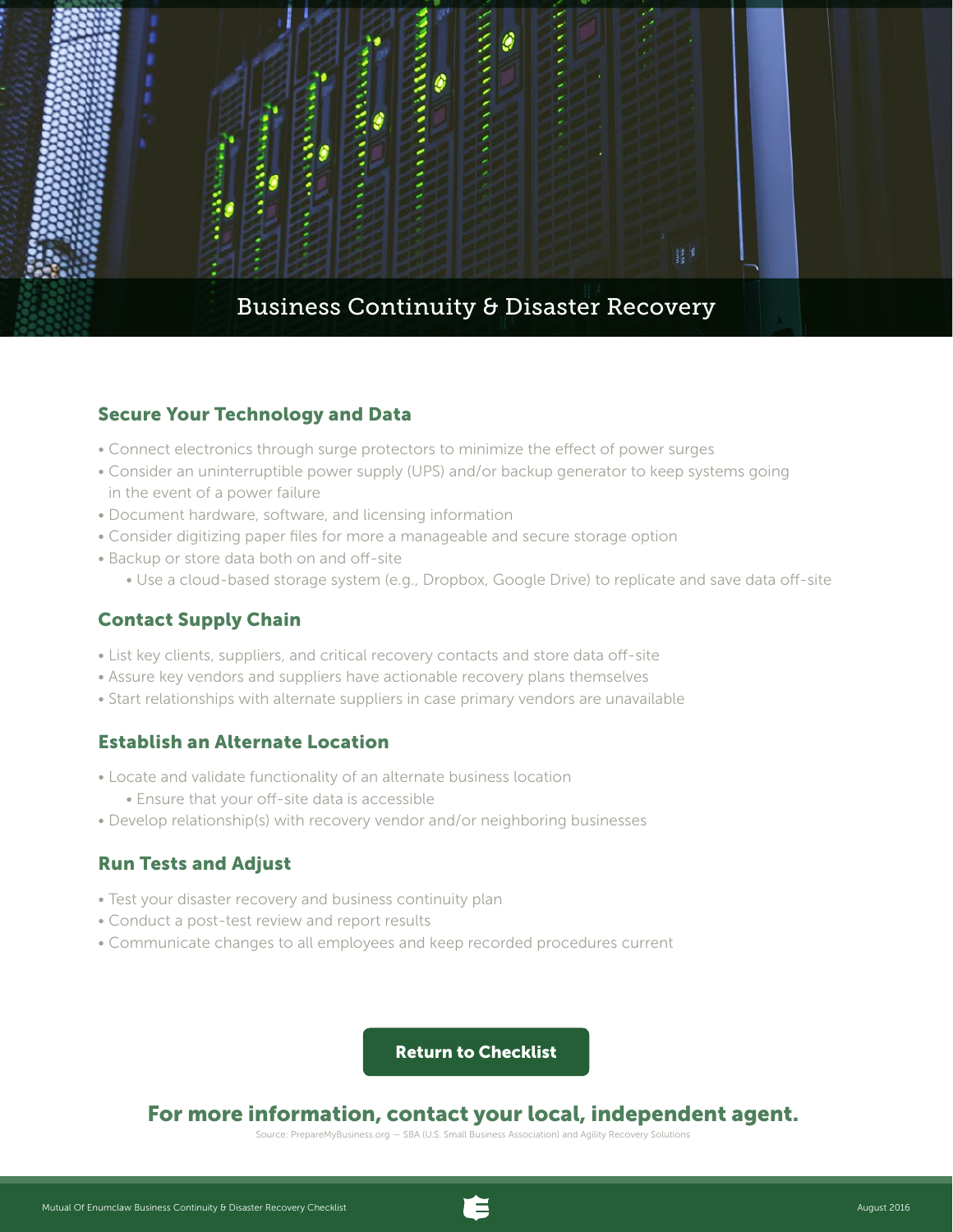# Business Continuity & Disaster Recovery

## Secure Your Technology and Data

- Connect electronics through surge protectors to minimize the effect of power surges
- Consider an uninterruptible power supply (UPS) and/or backup generator to keep systems going in the event of a power failure
- Document hardware, software, and licensing information
- Consider digitizing paper files for more a manageable and secure storage option
- Backup or store data both on and off-site
    - Use a cloud-based storage system (e.g., Dropbox, Google Drive) to replicate and save data off-site

## Contact Supply Chain

- List key clients, suppliers, and critical recovery contacts and store data off-site
- Assure key vendors and suppliers have actionable recovery plans themselves
- Start relationships with alternate suppliers in case primary vendors are unavailable

## Establish an Alternate Location

- Locate and validate functionality of an alternate business location
    - Ensure that your off-site data is accessible
- Develop relationship(s) with recovery vendor and/or neighboring businesses

## Run Tests and Adjust

- Test your disaster recovery and business continuity plan
- Conduct a post-test review and report results
- Communicate changes to all employees and keep recorded procedures current

**Return to Checklist**

## For more information, contact your local, independent agent.

Source: PrepareMyBusiness.org — SBA (U.S. Small Business Association) and Agility Recovery Solutions